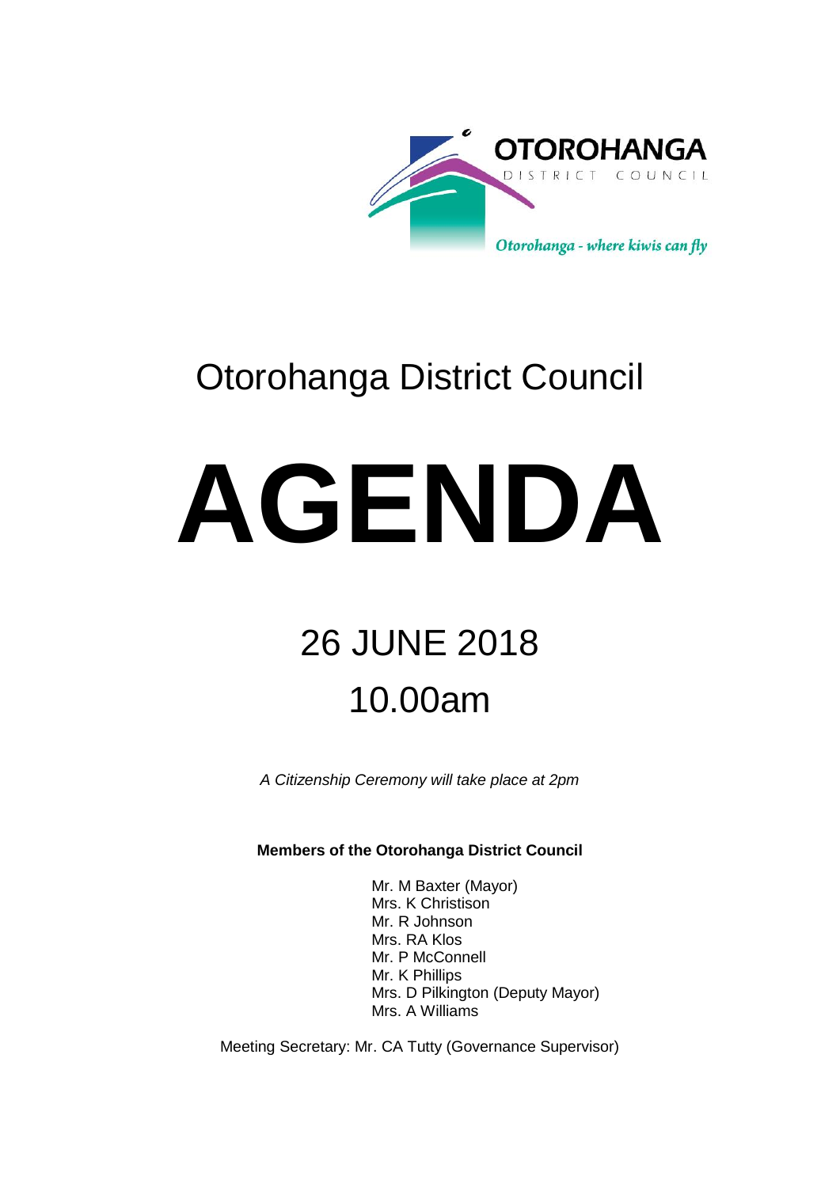OTOROHANGA

DISTRICT COUNCIL

*Otorohanga - where kiwis can fly*

# Otorohanga District Council

# AGENDA

## 26 JUNE 2018

## 10.00am

*A Citizenship Ceremony will take place at 2pm*

**Members of the Otorohanga District Council**

Mr. M Baxter (Mayor)
Mrs. K Christison
Mr. R Johnson
Mrs. RA Klos
Mr. P McConnell
Mr. K Phillips
Mrs. D Pilkington (Deputy Mayor)
Mrs. A Williams

Meeting Secretary: Mr. CA Tutty (Governance Supervisor)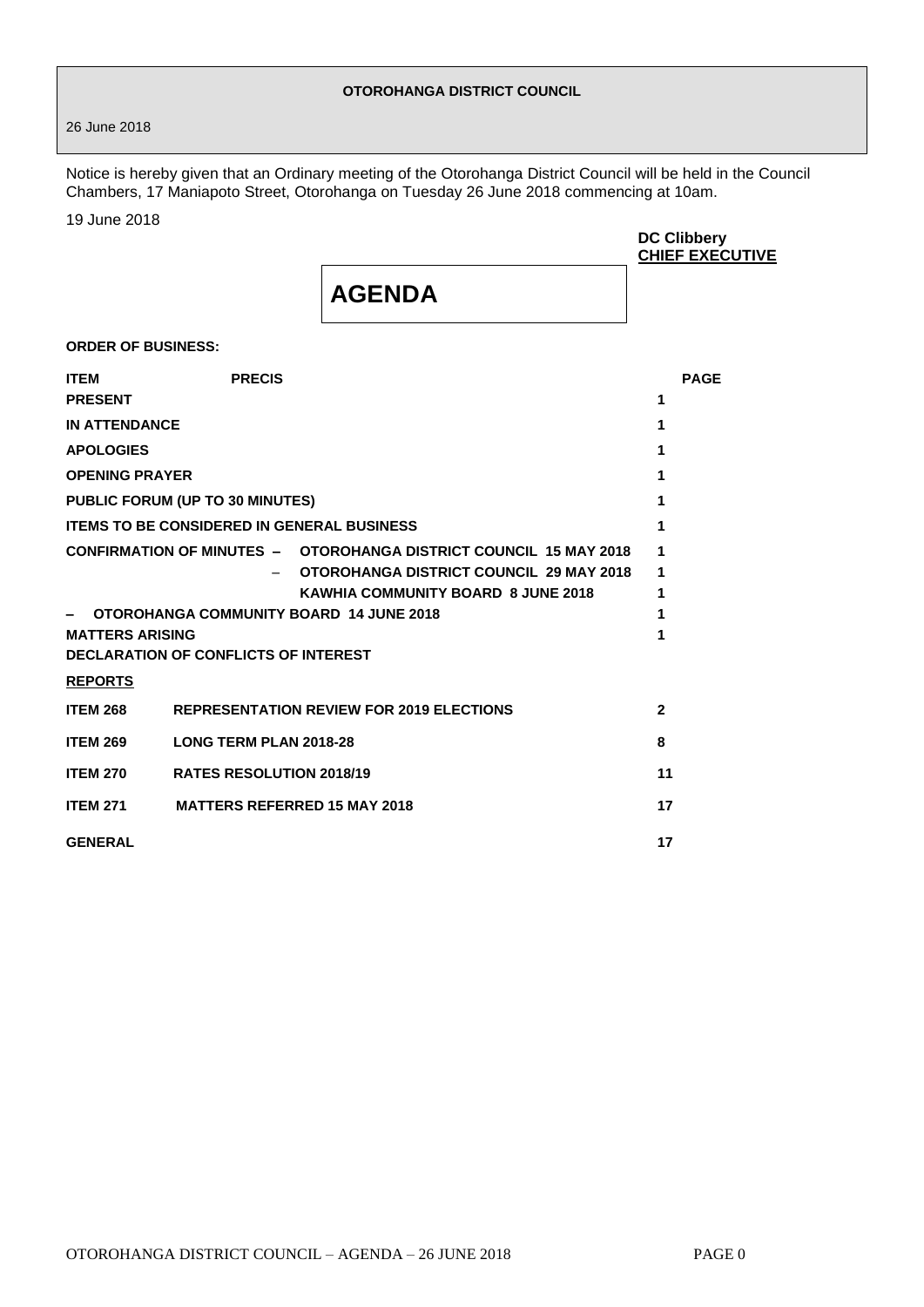**OTOROHANGA DISTRICT COUNCIL**

26 June 2018

Notice is hereby given that an Ordinary meeting of the Otorohanga District Council will be held in the Council Chambers, 17 Maniapoto Street, Otorohanga on Tuesday 26 June 2018 commencing at 10am.

19 June 2018

**DC Clibbery**
**CHIEF EXECUTIVE**

# AGENDA

**ORDER OF BUSINESS:**

| ITEM | PRECIS | PAGE |
|---|---|---|
| **PRESENT** | | 1 |
| **IN ATTENDANCE** | | 1 |
| **APOLOGIES** | | 1 |
| **OPENING PRAYER** | | 1 |
| **PUBLIC FORUM (UP TO 30 MINUTES)** | | 1 |
| **ITEMS TO BE CONSIDERED IN GENERAL BUSINESS** | | 1 |
| **CONFIRMATION OF MINUTES –** | **OTOROHANGA DISTRICT COUNCIL 15 MAY 2018** | 1 |
| – | **OTOROHANGA DISTRICT COUNCIL 29 MAY 2018** | 1 |
| | **KAWHIA COMMUNITY BOARD 8 JUNE 2018** | 1 |
| **– OTOROHANGA COMMUNITY BOARD 14 JUNE 2018** | | 1 |
| **MATTERS ARISING** | | 1 |
| **DECLARATION OF CONFLICTS OF INTEREST** | | |
| **REPORTS** | | |
| **ITEM 268** | **REPRESENTATION REVIEW FOR 2019 ELECTIONS** | 2 |
| **ITEM 269** | **LONG TERM PLAN 2018-28** | 8 |
| **ITEM 270** | **RATES RESOLUTION 2018/19** | 11 |
| **ITEM 271** | **MATTERS REFERRED 15 MAY 2018** | 17 |
| **GENERAL** | | 17 |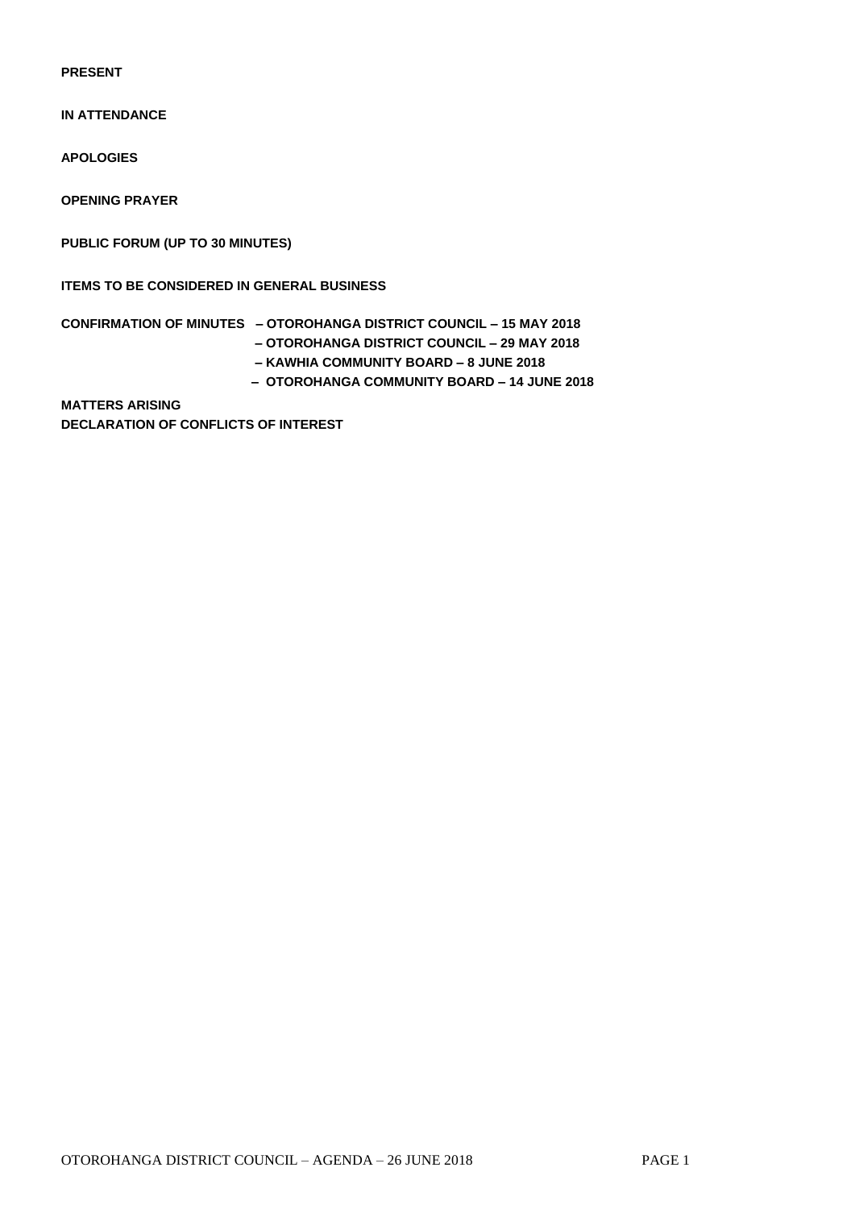**PRESENT**

**IN ATTENDANCE**

**APOLOGIES**

**OPENING PRAYER**

**PUBLIC FORUM (UP TO 30 MINUTES)**

**ITEMS TO BE CONSIDERED IN GENERAL BUSINESS**

**CONFIRMATION OF MINUTES – OTOROHANGA DISTRICT COUNCIL – 15 MAY 2018**
**– OTOROHANGA DISTRICT COUNCIL – 29 MAY 2018**
**– KAWHIA COMMUNITY BOARD – 8 JUNE 2018**
**– OTOROHANGA COMMUNITY BOARD – 14 JUNE 2018**

**MATTERS ARISING**

**DECLARATION OF CONFLICTS OF INTEREST**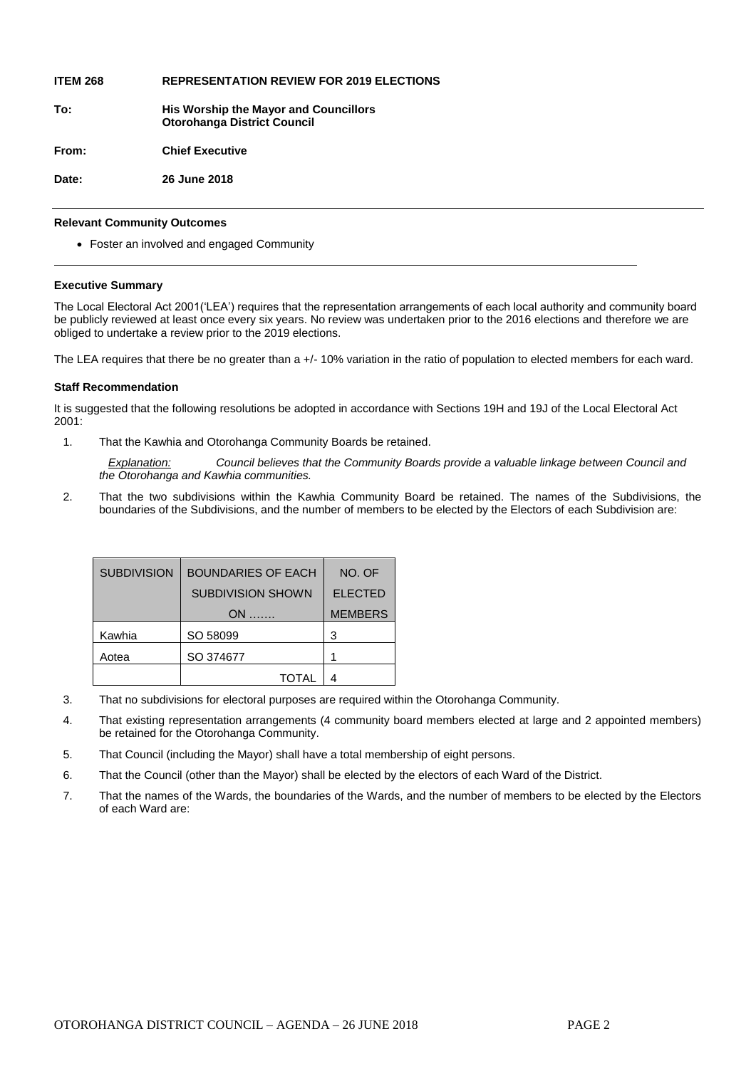**ITEM 268 REPRESENTATION REVIEW FOR 2019 ELECTIONS**

**To:** **His Worship the Mayor and Councillors Otorohanga District Council**

**From:** **Chief Executive**

**Date:** **26 June 2018**

---

**Relevant Community Outcomes**

- Foster an involved and engaged Community

---

**Executive Summary**

The Local Electoral Act 2001('LEA') requires that the representation arrangements of each local authority and community board be publicly reviewed at least once every six years. No review was undertaken prior to the 2016 elections and therefore we are obliged to undertake a review prior to the 2019 elections.

The LEA requires that there be no greater than a +/- 10% variation in the ratio of population to elected members for each ward.

**Staff Recommendation**

It is suggested that the following resolutions be adopted in accordance with Sections 19H and 19J of the Local Electoral Act 2001:

1. That the Kawhia and Otorohanga Community Boards be retained.

   *Explanation:* *Council believes that the Community Boards provide a valuable linkage between Council and the Otorohanga and Kawhia communities.*

2. That the two subdivisions within the Kawhia Community Board be retained. The names of the Subdivisions, the boundaries of the Subdivisions, and the number of members to be elected by the Electors of each Subdivision are:

| SUBDIVISION | BOUNDARIES OF EACH SUBDIVISION SHOWN ON ……. | NO. OF ELECTED MEMBERS |
|---|---|---|
| Kawhia | SO 58099 | 3 |
| Aotea | SO 374677 | 1 |
| | TOTAL | 4 |

3. That no subdivisions for electoral purposes are required within the Otorohanga Community.

4. That existing representation arrangements (4 community board members elected at large and 2 appointed members) be retained for the Otorohanga Community.

5. That Council (including the Mayor) shall have a total membership of eight persons.

6. That the Council (other than the Mayor) shall be elected by the electors of each Ward of the District.

7. That the names of the Wards, the boundaries of the Wards, and the number of members to be elected by the Electors of each Ward are: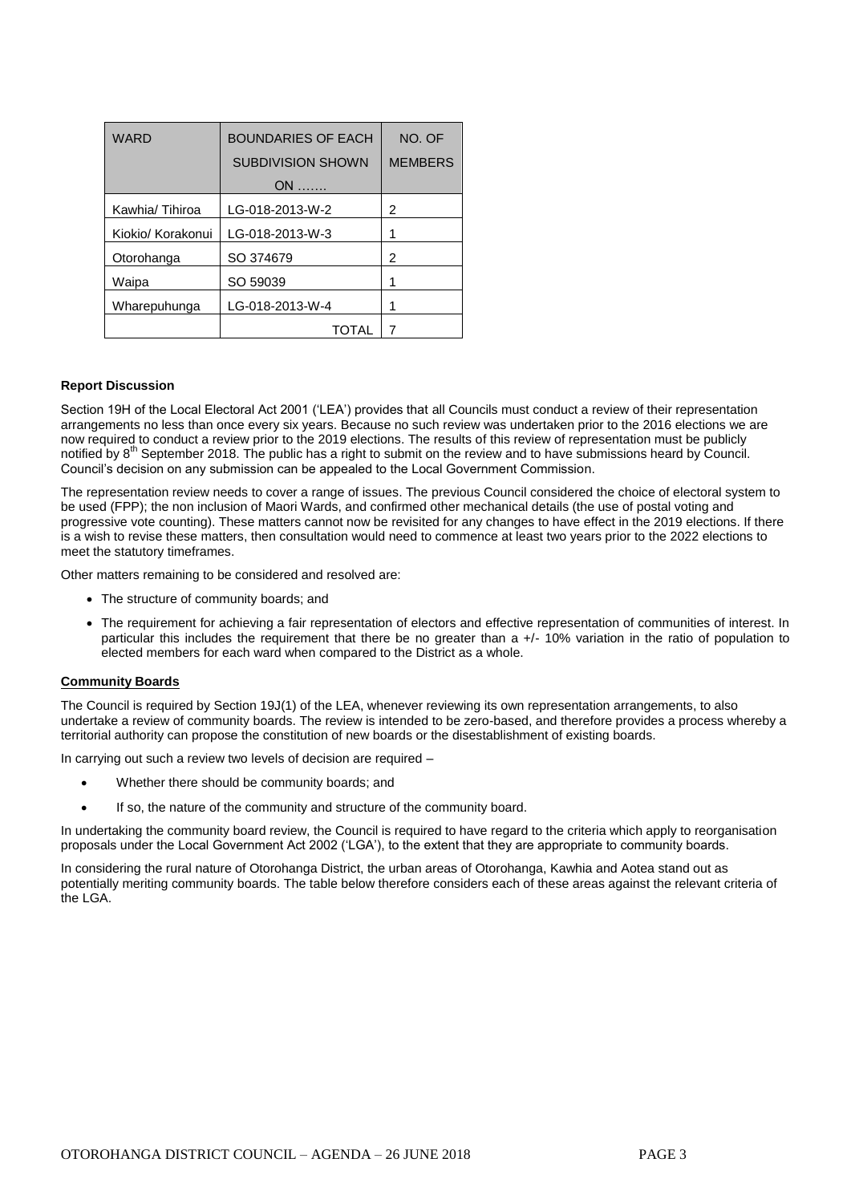| WARD | BOUNDARIES OF EACH SUBDIVISION SHOWN ON ……. | NO. OF MEMBERS |
|---|---|---|
| Kawhia/ Tihiroa | LG-018-2013-W-2 | 2 |
| Kiokio/ Korakonui | LG-018-2013-W-3 | 1 |
| Otorohanga | SO 374679 | 2 |
| Waipa | SO 59039 | 1 |
| Wharepuhunga | LG-018-2013-W-4 | 1 |
| | TOTAL | 7 |

**Report Discussion**

Section 19H of the Local Electoral Act 2001 ('LEA') provides that all Councils must conduct a review of their representation arrangements no less than once every six years. Because no such review was undertaken prior to the 2016 elections we are now required to conduct a review prior to the 2019 elections. The results of this review of representation must be publicly notified by 8th September 2018. The public has a right to submit on the review and to have submissions heard by Council. Council's decision on any submission can be appealed to the Local Government Commission.

The representation review needs to cover a range of issues. The previous Council considered the choice of electoral system to be used (FPP); the non inclusion of Maori Wards, and confirmed other mechanical details (the use of postal voting and progressive vote counting). These matters cannot now be revisited for any changes to have effect in the 2019 elections. If there is a wish to revise these matters, then consultation would need to commence at least two years prior to the 2022 elections to meet the statutory timeframes.

Other matters remaining to be considered and resolved are:

- The structure of community boards; and
- The requirement for achieving a fair representation of electors and effective representation of communities of interest. In particular this includes the requirement that there be no greater than a +/- 10% variation in the ratio of population to elected members for each ward when compared to the District as a whole.

**Community Boards**

The Council is required by Section 19J(1) of the LEA, whenever reviewing its own representation arrangements, to also undertake a review of community boards. The review is intended to be zero-based, and therefore provides a process whereby a territorial authority can propose the constitution of new boards or the disestablishment of existing boards.

In carrying out such a review two levels of decision are required –

- Whether there should be community boards; and
- If so, the nature of the community and structure of the community board.

In undertaking the community board review, the Council is required to have regard to the criteria which apply to reorganisation proposals under the Local Government Act 2002 ('LGA'), to the extent that they are appropriate to community boards.

In considering the rural nature of Otorohanga District, the urban areas of Otorohanga, Kawhia and Aotea stand out as potentially meriting community boards. The table below therefore considers each of these areas against the relevant criteria of the LGA.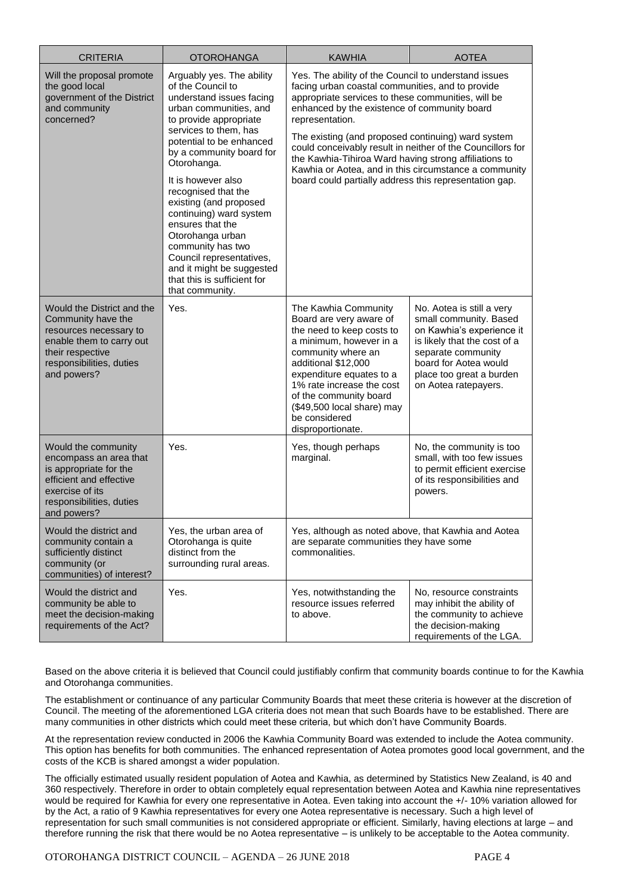| CRITERIA | OTOROHANGA | KAWHIA | AOTEA |
|---|---|---|---|
| Will the proposal promote the good local government of the District and community concerned? | Arguably yes. The ability of the Council to understand issues facing urban communities, and to provide appropriate services to them, has potential to be enhanced by a community board for Otorohanga.<br><br>It is however also recognised that the existing (and proposed continuing) ward system ensures that the Otorohanga urban community has two Council representatives, and it might be suggested that this is sufficient for that community. | Yes. The ability of the Council to understand issues facing urban coastal communities, and to provide appropriate services to these communities, will be enhanced by the existence of community board representation.<br><br>The existing (and proposed continuing) ward system could conceivably result in neither of the Councillors for the Kawhia-Tihiroa Ward having strong affiliations to Kawhia or Aotea, and in this circumstance a community board could partially address this representation gap. | |
| Would the District and the Community have the resources necessary to enable them to carry out their respective responsibilities, duties and powers? | Yes. | The Kawhia Community Board are very aware of the need to keep costs to a minimum, however in a community where an additional $12,000 expenditure equates to a 1% rate increase the cost of the community board ($49,500 local share) may be considered disproportionate. | No. Aotea is still a very small community. Based on Kawhia's experience it is likely that the cost of a separate community board for Aotea would place too great a burden on Aotea ratepayers. |
| Would the community encompass an area that is appropriate for the efficient and effective exercise of its responsibilities, duties and powers? | Yes. | Yes, though perhaps marginal. | No, the community is too small, with too few issues to permit efficient exercise of its responsibilities and powers. |
| Would the district and community contain a sufficiently distinct community (or communities) of interest? | Yes, the urban area of Otorohanga is quite distinct from the surrounding rural areas. | Yes, although as noted above, that Kawhia and Aotea are separate communities they have some commonalities. | |
| Would the district and community be able to meet the decision-making requirements of the Act? | Yes. | Yes, notwithstanding the resource issues referred to above. | No, resource constraints may inhibit the ability of the community to achieve the decision-making requirements of the LGA. |

Based on the above criteria it is believed that Council could justifiably confirm that community boards continue to for the Kawhia and Otorohanga communities.

The establishment or continuance of any particular Community Boards that meet these criteria is however at the discretion of Council. The meeting of the aforementioned LGA criteria does not mean that such Boards have to be established. There are many communities in other districts which could meet these criteria, but which don't have Community Boards.

At the representation review conducted in 2006 the Kawhia Community Board was extended to include the Aotea community. This option has benefits for both communities. The enhanced representation of Aotea promotes good local government, and the costs of the KCB is shared amongst a wider population.

The officially estimated usually resident population of Aotea and Kawhia, as determined by Statistics New Zealand, is 40 and 360 respectively. Therefore in order to obtain completely equal representation between Aotea and Kawhia nine representatives would be required for Kawhia for every one representative in Aotea. Even taking into account the +/- 10% variation allowed for by the Act, a ratio of 9 Kawhia representatives for every one Aotea representative is necessary. Such a high level of representation for such small communities is not considered appropriate or efficient. Similarly, having elections at large – and therefore running the risk that there would be no Aotea representative – is unlikely to be acceptable to the Aotea community.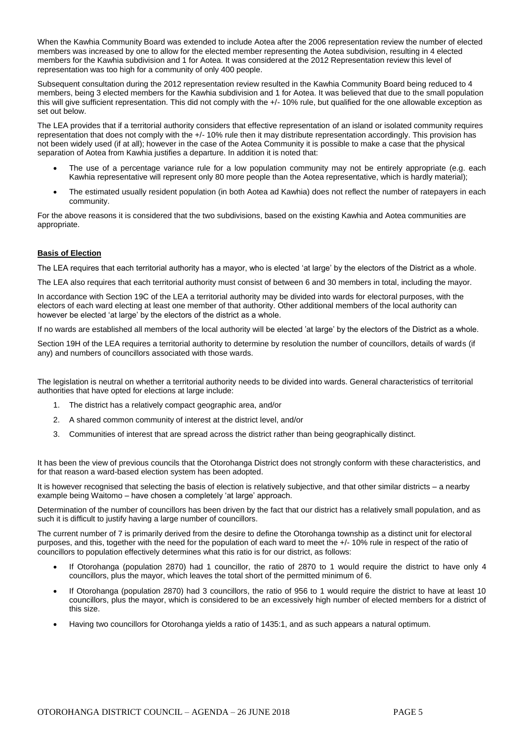When the Kawhia Community Board was extended to include Aotea after the 2006 representation review the number of elected members was increased by one to allow for the elected member representing the Aotea subdivision, resulting in 4 elected members for the Kawhia subdivision and 1 for Aotea. It was considered at the 2012 Representation review this level of representation was too high for a community of only 400 people.

Subsequent consultation during the 2012 representation review resulted in the Kawhia Community Board being reduced to 4 members, being 3 elected members for the Kawhia subdivision and 1 for Aotea. It was believed that due to the small population this will give sufficient representation. This did not comply with the +/- 10% rule, but qualified for the one allowable exception as set out below.

The LEA provides that if a territorial authority considers that effective representation of an island or isolated community requires representation that does not comply with the +/- 10% rule then it may distribute representation accordingly. This provision has not been widely used (if at all); however in the case of the Aotea Community it is possible to make a case that the physical separation of Aotea from Kawhia justifies a departure. In addition it is noted that:

- The use of a percentage variance rule for a low population community may not be entirely appropriate (e.g. each Kawhia representative will represent only 80 more people than the Aotea representative, which is hardly material);
- The estimated usually resident population (in both Aotea ad Kawhia) does not reflect the number of ratepayers in each community.

For the above reasons it is considered that the two subdivisions, based on the existing Kawhia and Aotea communities are appropriate.

**Basis of Election**

The LEA requires that each territorial authority has a mayor, who is elected 'at large' by the electors of the District as a whole.

The LEA also requires that each territorial authority must consist of between 6 and 30 members in total, including the mayor.

In accordance with Section 19C of the LEA a territorial authority may be divided into wards for electoral purposes, with the electors of each ward electing at least one member of that authority. Other additional members of the local authority can however be elected 'at large' by the electors of the district as a whole.

If no wards are established all members of the local authority will be elected 'at large' by the electors of the District as a whole.

Section 19H of the LEA requires a territorial authority to determine by resolution the number of councillors, details of wards (if any) and numbers of councillors associated with those wards.

The legislation is neutral on whether a territorial authority needs to be divided into wards. General characteristics of territorial authorities that have opted for elections at large include:

1. The district has a relatively compact geographic area, and/or
2. A shared common community of interest at the district level, and/or
3. Communities of interest that are spread across the district rather than being geographically distinct.

It has been the view of previous councils that the Otorohanga District does not strongly conform with these characteristics, and for that reason a ward-based election system has been adopted.

It is however recognised that selecting the basis of election is relatively subjective, and that other similar districts – a nearby example being Waitomo – have chosen a completely 'at large' approach.

Determination of the number of councillors has been driven by the fact that our district has a relatively small population, and as such it is difficult to justify having a large number of councillors.

The current number of 7 is primarily derived from the desire to define the Otorohanga township as a distinct unit for electoral purposes, and this, together with the need for the population of each ward to meet the +/- 10% rule in respect of the ratio of councillors to population effectively determines what this ratio is for our district, as follows:

- If Otorohanga (population 2870) had 1 councillor, the ratio of 2870 to 1 would require the district to have only 4 councillors, plus the mayor, which leaves the total short of the permitted minimum of 6.
- If Otorohanga (population 2870) had 3 councillors, the ratio of 956 to 1 would require the district to have at least 10 councillors, plus the mayor, which is considered to be an excessively high number of elected members for a district of this size.
- Having two councillors for Otorohanga yields a ratio of 1435:1, and as such appears a natural optimum.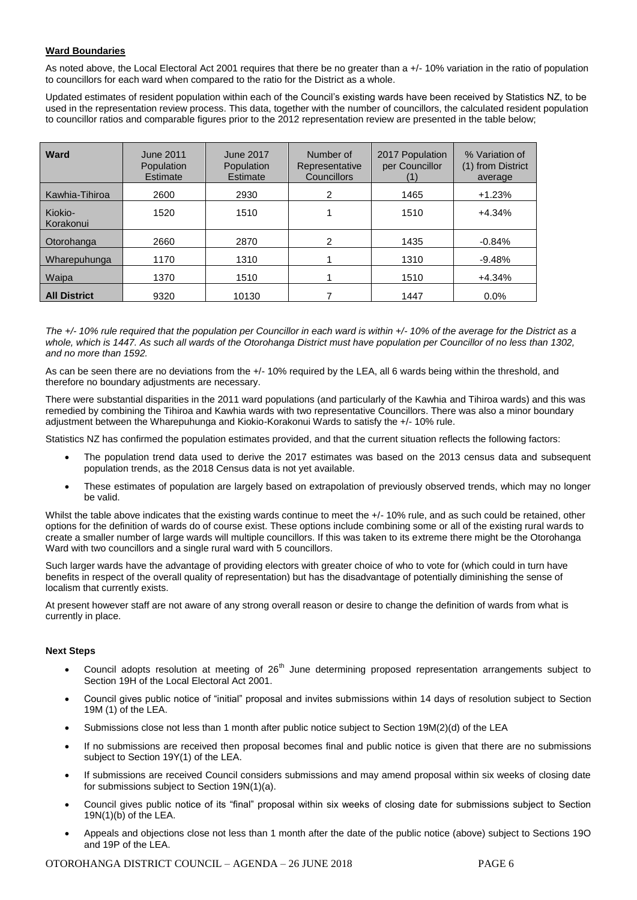**Ward Boundaries**

As noted above, the Local Electoral Act 2001 requires that there be no greater than a +/- 10% variation in the ratio of population to councillors for each ward when compared to the ratio for the District as a whole.

Updated estimates of resident population within each of the Council's existing wards have been received by Statistics NZ, to be used in the representation review process. This data, together with the number of councillors, the calculated resident population to councillor ratios and comparable figures prior to the 2012 representation review are presented in the table below;

| Ward | June 2011 Population Estimate | June 2017 Population Estimate | Number of Representative Councillors | 2017 Population per Councillor (1) | % Variation of (1) from District average |
|---|---|---|---|---|---|
| Kawhia-Tihiroa | 2600 | 2930 | 2 | 1465 | +1.23% |
| Kiokio-Korakonui | 1520 | 1510 | 1 | 1510 | +4.34% |
| Otorohanga | 2660 | 2870 | 2 | 1435 | -0.84% |
| Wharepuhunga | 1170 | 1310 | 1 | 1310 | -9.48% |
| Waipa | 1370 | 1510 | 1 | 1510 | +4.34% |
| **All District** | 9320 | 10130 | 7 | 1447 | 0.0% |

*The +/- 10% rule required that the population per Councillor in each ward is within +/- 10% of the average for the District as a whole, which is 1447. As such all wards of the Otorohanga District must have population per Councillor of no less than 1302, and no more than 1592.*

As can be seen there are no deviations from the +/- 10% required by the LEA, all 6 wards being within the threshold, and therefore no boundary adjustments are necessary.

There were substantial disparities in the 2011 ward populations (and particularly of the Kawhia and Tihiroa wards) and this was remedied by combining the Tihiroa and Kawhia wards with two representative Councillors. There was also a minor boundary adjustment between the Wharepuhunga and Kiokio-Korakonui Wards to satisfy the +/- 10% rule.

Statistics NZ has confirmed the population estimates provided, and that the current situation reflects the following factors:

- The population trend data used to derive the 2017 estimates was based on the 2013 census data and subsequent population trends, as the 2018 Census data is not yet available.
- These estimates of population are largely based on extrapolation of previously observed trends, which may no longer be valid.

Whilst the table above indicates that the existing wards continue to meet the +/- 10% rule, and as such could be retained, other options for the definition of wards do of course exist. These options include combining some or all of the existing rural wards to create a smaller number of large wards will multiple councillors. If this was taken to its extreme there might be the Otorohanga Ward with two councillors and a single rural ward with 5 councillors.

Such larger wards have the advantage of providing electors with greater choice of who to vote for (which could in turn have benefits in respect of the overall quality of representation) but has the disadvantage of potentially diminishing the sense of localism that currently exists.

At present however staff are not aware of any strong overall reason or desire to change the definition of wards from what is currently in place.

**Next Steps**

- Council adopts resolution at meeting of 26th June determining proposed representation arrangements subject to Section 19H of the Local Electoral Act 2001.
- Council gives public notice of "initial" proposal and invites submissions within 14 days of resolution subject to Section 19M (1) of the LEA.
- Submissions close not less than 1 month after public notice subject to Section 19M(2)(d) of the LEA
- If no submissions are received then proposal becomes final and public notice is given that there are no submissions subject to Section 19Y(1) of the LEA.
- If submissions are received Council considers submissions and may amend proposal within six weeks of closing date for submissions subject to Section 19N(1)(a).
- Council gives public notice of its "final" proposal within six weeks of closing date for submissions subject to Section 19N(1)(b) of the LEA.
- Appeals and objections close not less than 1 month after the date of the public notice (above) subject to Sections 19O and 19P of the LEA.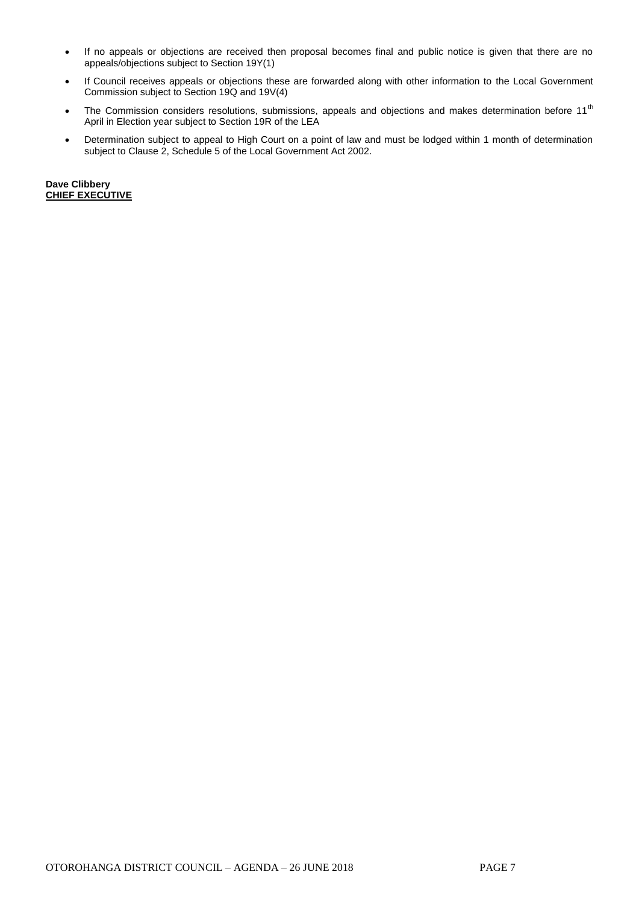- If no appeals or objections are received then proposal becomes final and public notice is given that there are no appeals/objections subject to Section 19Y(1)
- If Council receives appeals or objections these are forwarded along with other information to the Local Government Commission subject to Section 19Q and 19V(4)
- The Commission considers resolutions, submissions, appeals and objections and makes determination before 11th April in Election year subject to Section 19R of the LEA
- Determination subject to appeal to High Court on a point of law and must be lodged within 1 month of determination subject to Clause 2, Schedule 5 of the Local Government Act 2002.

**Dave Clibbery**
**CHIEF EXECUTIVE**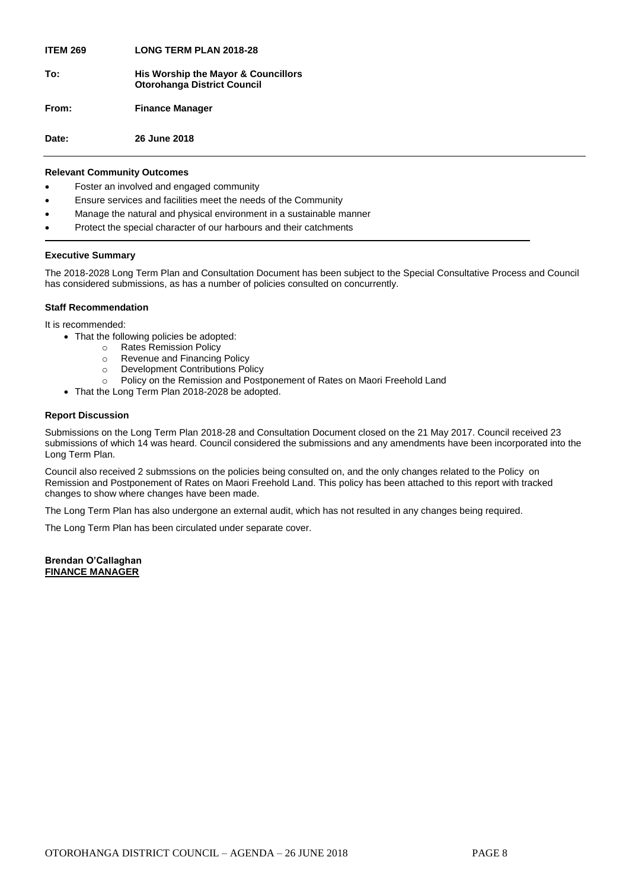**ITEM 269** **LONG TERM PLAN 2018-28**

**To:** **His Worship the Mayor & Councillors**
**Otorohanga District Council**

**From:** **Finance Manager**

**Date:** **26 June 2018**

---

**Relevant Community Outcomes**

- Foster an involved and engaged community
- Ensure services and facilities meet the needs of the Community
- Manage the natural and physical environment in a sustainable manner
- Protect the special character of our harbours and their catchments

---

**Executive Summary**

The 2018-2028 Long Term Plan and Consultation Document has been subject to the Special Consultative Process and Council has considered submissions, as has a number of policies consulted on concurrently.

**Staff Recommendation**

It is recommended:

- That the following policies be adopted:
  - Rates Remission Policy
  - Revenue and Financing Policy
  - Development Contributions Policy
  - Policy on the Remission and Postponement of Rates on Maori Freehold Land
- That the Long Term Plan 2018-2028 be adopted.

**Report Discussion**

Submissions on the Long Term Plan 2018-28 and Consultation Document closed on the 21 May 2017. Council received 23 submissions of which 14 was heard. Council considered the submissions and any amendments have been incorporated into the Long Term Plan.

Council also received 2 submssions on the policies being consulted on, and the only changes related to the Policy on Remission and Postponement of Rates on Maori Freehold Land. This policy has been attached to this report with tracked changes to show where changes have been made.

The Long Term Plan has also undergone an external audit, which has not resulted in any changes being required.

The Long Term Plan has been circulated under separate cover.

**Brendan O'Callaghan**
**<u>FINANCE MANAGER</u>**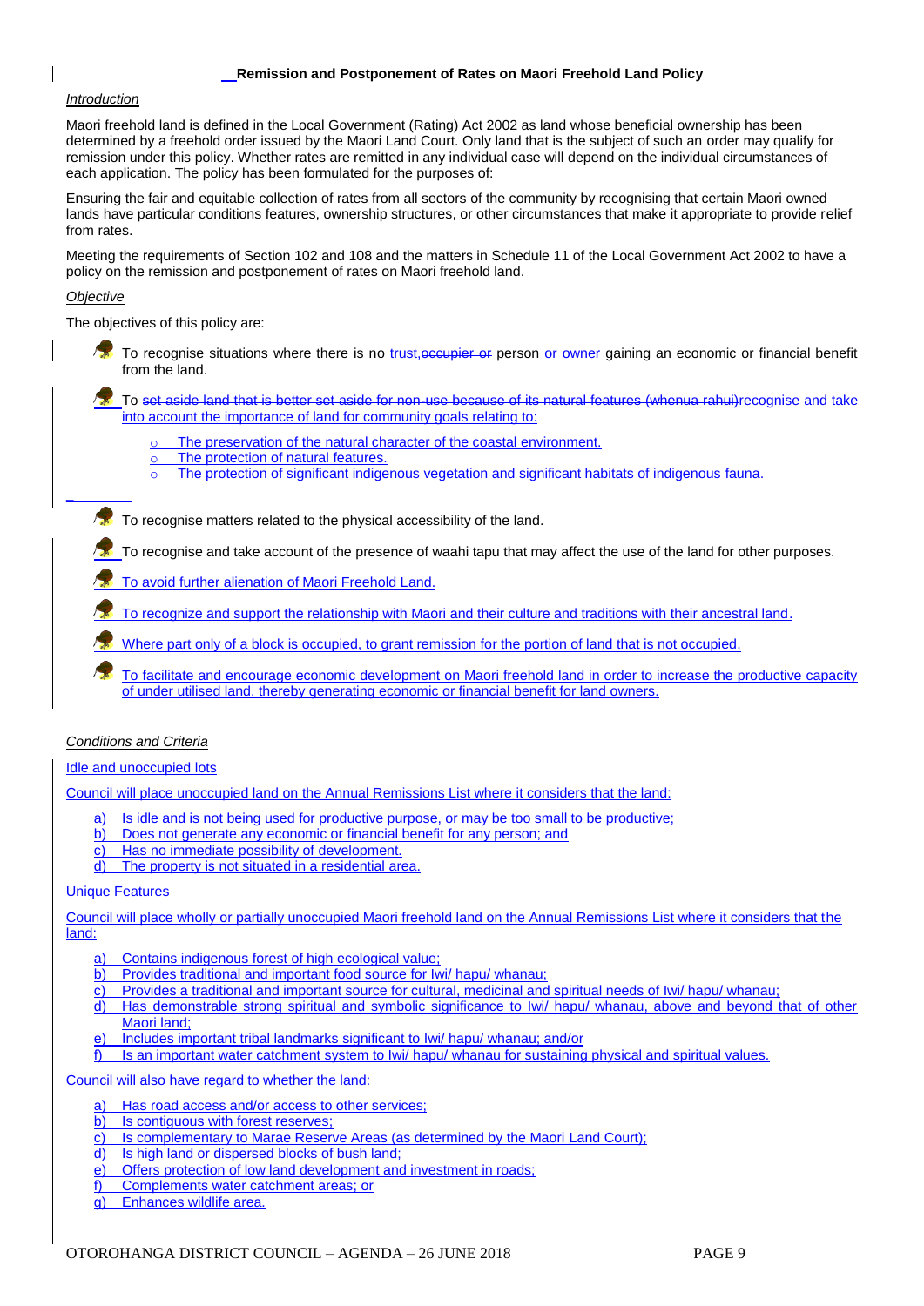**Remission and Postponement of Rates on Maori Freehold Land Policy**

*Introduction*

Maori freehold land is defined in the Local Government (Rating) Act 2002 as land whose beneficial ownership has been determined by a freehold order issued by the Maori Land Court. Only land that is the subject of such an order may qualify for remission under this policy. Whether rates are remitted in any individual case will depend on the individual circumstances of each application. The policy has been formulated for the purposes of:

Ensuring the fair and equitable collection of rates from all sectors of the community by recognising that certain Maori owned lands have particular conditions features, ownership structures, or other circumstances that make it appropriate to provide relief from rates.

Meeting the requirements of Section 102 and 108 and the matters in Schedule 11 of the Local Government Act 2002 to have a policy on the remission and postponement of rates on Maori freehold land.

*Objective*

The objectives of this policy are:

- To recognise situations where there is no trust,~~occupier or~~ person or owner gaining an economic or financial benefit from the land.
- To ~~set aside land that is better set aside for non-use because of its natural features (whenua rahui)~~recognise and take into account the importance of land for community goals relating to:
  - The preservation of the natural character of the coastal environment.
  - The protection of natural features.
  - The protection of significant indigenous vegetation and significant habitats of indigenous fauna.
- To recognise matters related to the physical accessibility of the land.
- To recognise and take account of the presence of waahi tapu that may affect the use of the land for other purposes.
- To avoid further alienation of Maori Freehold Land.
- To recognize and support the relationship with Maori and their culture and traditions with their ancestral land.
- Where part only of a block is occupied, to grant remission for the portion of land that is not occupied.
- To facilitate and encourage economic development on Maori freehold land in order to increase the productive capacity of under utilised land, thereby generating economic or financial benefit for land owners.

*Conditions and Criteria*

Idle and unoccupied lots

Council will place unoccupied land on the Annual Remissions List where it considers that the land:

a) Is idle and is not being used for productive purpose, or may be too small to be productive;
b) Does not generate any economic or financial benefit for any person; and
c) Has no immediate possibility of development.
d) The property is not situated in a residential area.

Unique Features

Council will place wholly or partially unoccupied Maori freehold land on the Annual Remissions List where it considers that the land:

a) Contains indigenous forest of high ecological value;
b) Provides traditional and important food source for Iwi/ hapu/ whanau;
c) Provides a traditional and important source for cultural, medicinal and spiritual needs of Iwi/ hapu/ whanau;
d) Has demonstrable strong spiritual and symbolic significance to Iwi/ hapu/ whanau, above and beyond that of other Maori land;
e) Includes important tribal landmarks significant to Iwi/ hapu/ whanau; and/or
f) Is an important water catchment system to Iwi/ hapu/ whanau for sustaining physical and spiritual values.

Council will also have regard to whether the land:

a) Has road access and/or access to other services;
b) Is contiguous with forest reserves;
c) Is complementary to Marae Reserve Areas (as determined by the Maori Land Court);
d) Is high land or dispersed blocks of bush land;
e) Offers protection of low land development and investment in roads;
f) Complements water catchment areas; or
g) Enhances wildlife area.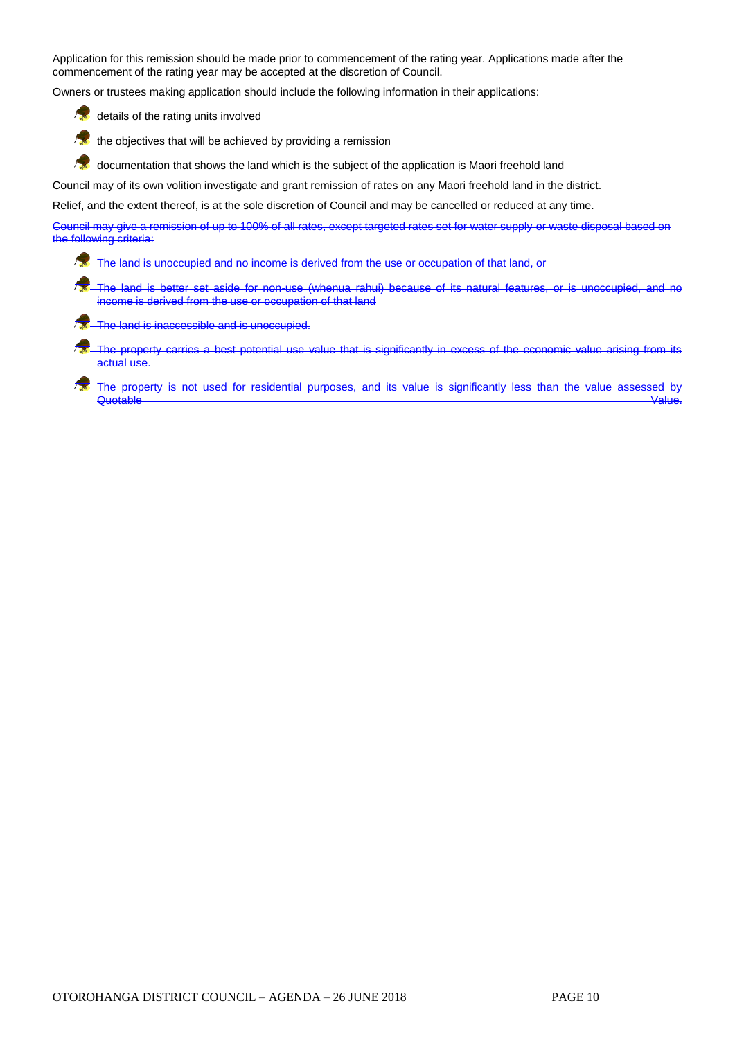Application for this remission should be made prior to commencement of the rating year. Applications made after the commencement of the rating year may be accepted at the discretion of Council.

Owners or trustees making application should include the following information in their applications:

- details of the rating units involved
- the objectives that will be achieved by providing a remission
- documentation that shows the land which is the subject of the application is Maori freehold land

Council may of its own volition investigate and grant remission of rates on any Maori freehold land in the district.

Relief, and the extent thereof, is at the sole discretion of Council and may be cancelled or reduced at any time.

~~Council may give a remission of up to 100% of all rates, except targeted rates set for water supply or waste disposal based on the following criteria:~~

- ~~The land is unoccupied and no income is derived from the use or occupation of that land, or~~
- ~~The land is better set aside for non-use (whenua rahui) because of its natural features, or is unoccupied, and no income is derived from the use or occupation of that land~~
- ~~The land is inaccessible and is unoccupied.~~
- ~~The property carries a best potential use value that is significantly in excess of the economic value arising from its actual use.~~
- ~~The property is not used for residential purposes, and its value is significantly less than the value assessed by Quotable Value.~~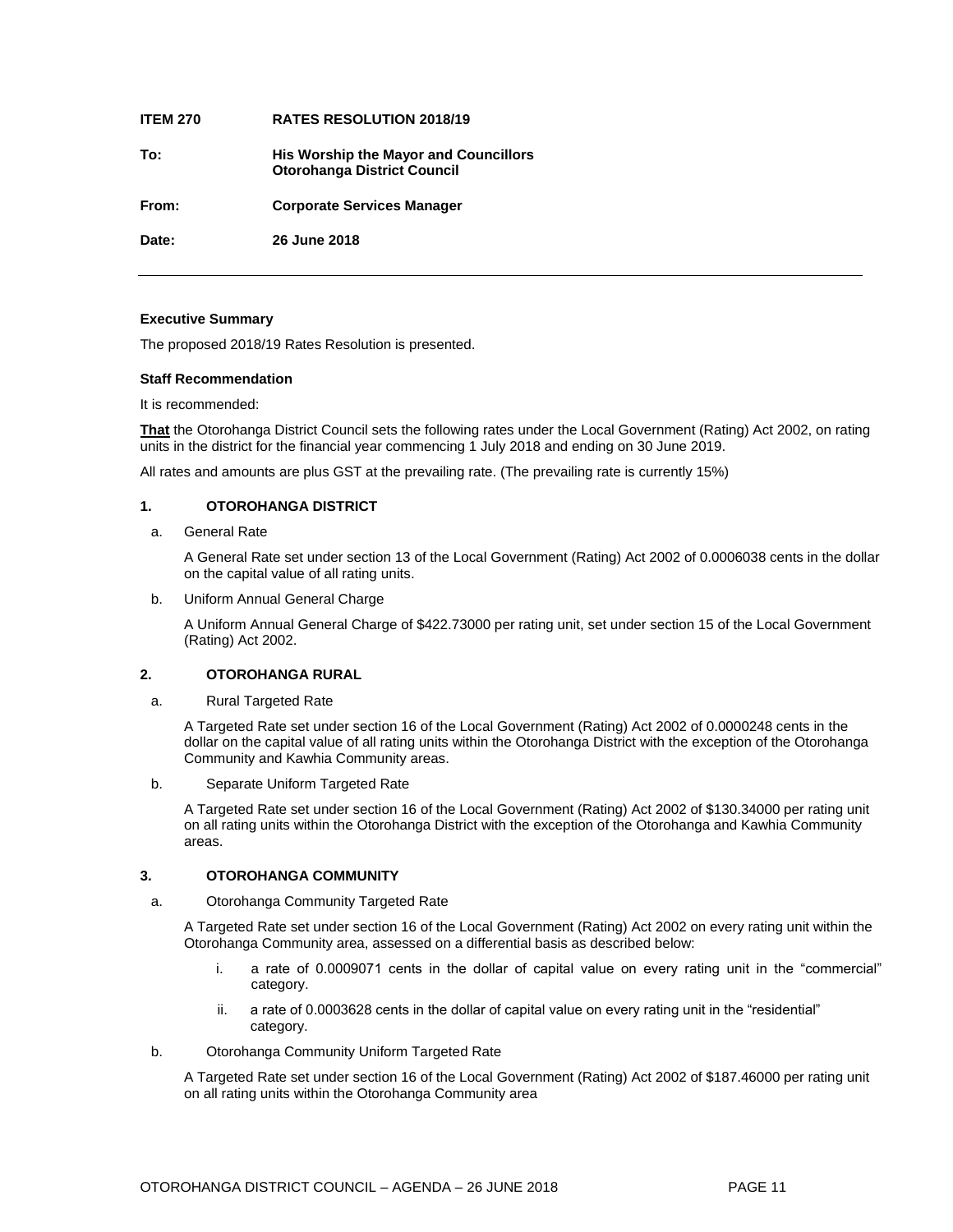**ITEM 270 RATES RESOLUTION 2018/19**

**To: His Worship the Mayor and Councillors**
**Otorohanga District Council**

**From: Corporate Services Manager**

**Date: 26 June 2018**

---

**Executive Summary**

The proposed 2018/19 Rates Resolution is presented.

**Staff Recommendation**

It is recommended:

**That** the Otorohanga District Council sets the following rates under the Local Government (Rating) Act 2002, on rating units in the district for the financial year commencing 1 July 2018 and ending on 30 June 2019.

All rates and amounts are plus GST at the prevailing rate. (The prevailing rate is currently 15%)

**1. OTOROHANGA DISTRICT**

a. General Rate

A General Rate set under section 13 of the Local Government (Rating) Act 2002 of 0.0006038 cents in the dollar on the capital value of all rating units.

b. Uniform Annual General Charge

A Uniform Annual General Charge of $422.73000 per rating unit, set under section 15 of the Local Government (Rating) Act 2002.

**2. OTOROHANGA RURAL**

a. Rural Targeted Rate

A Targeted Rate set under section 16 of the Local Government (Rating) Act 2002 of 0.0000248 cents in the dollar on the capital value of all rating units within the Otorohanga District with the exception of the Otorohanga Community and Kawhia Community areas.

b. Separate Uniform Targeted Rate

A Targeted Rate set under section 16 of the Local Government (Rating) Act 2002 of $130.34000 per rating unit on all rating units within the Otorohanga District with the exception of the Otorohanga and Kawhia Community areas.

**3. OTOROHANGA COMMUNITY**

a. Otorohanga Community Targeted Rate

A Targeted Rate set under section 16 of the Local Government (Rating) Act 2002 on every rating unit within the Otorohanga Community area, assessed on a differential basis as described below:

i. a rate of 0.0009071 cents in the dollar of capital value on every rating unit in the "commercial" category.

ii. a rate of 0.0003628 cents in the dollar of capital value on every rating unit in the "residential" category.

b. Otorohanga Community Uniform Targeted Rate

A Targeted Rate set under section 16 of the Local Government (Rating) Act 2002 of $187.46000 per rating unit on all rating units within the Otorohanga Community area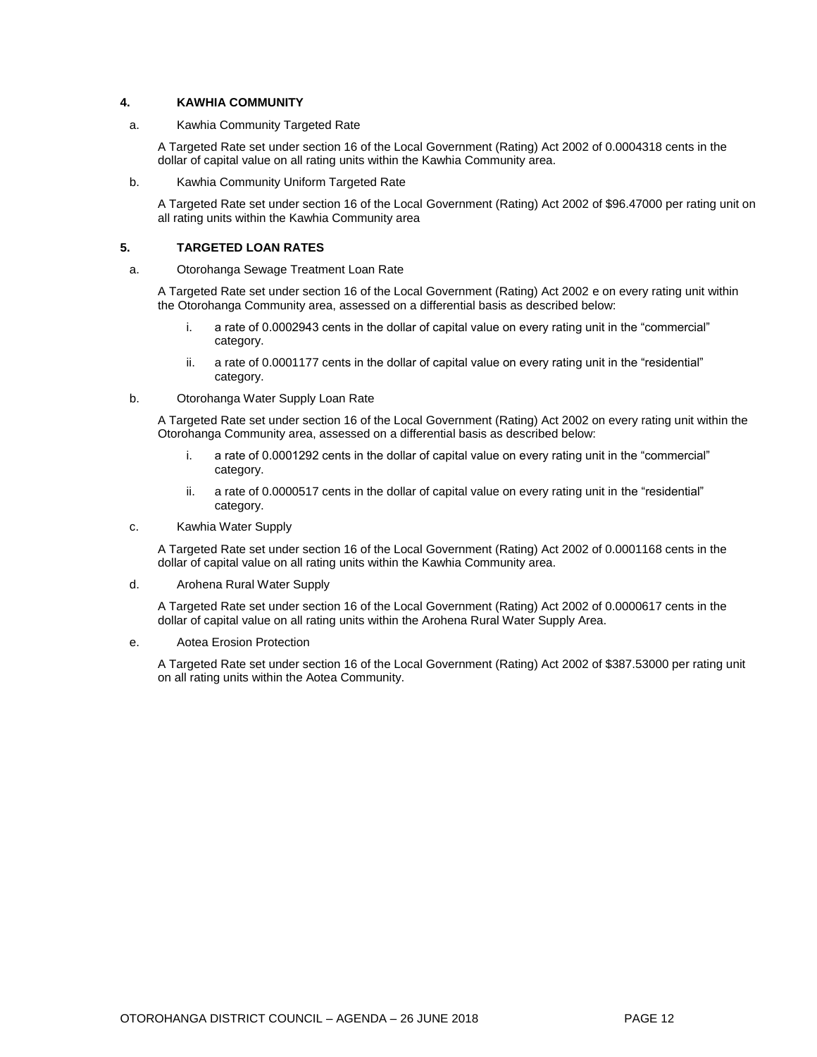## 4. KAWHIA COMMUNITY

a. Kawhia Community Targeted Rate

A Targeted Rate set under section 16 of the Local Government (Rating) Act 2002 of 0.0004318 cents in the dollar of capital value on all rating units within the Kawhia Community area.

b. Kawhia Community Uniform Targeted Rate

A Targeted Rate set under section 16 of the Local Government (Rating) Act 2002 of $96.47000 per rating unit on all rating units within the Kawhia Community area

## 5. TARGETED LOAN RATES

a. Otorohanga Sewage Treatment Loan Rate

A Targeted Rate set under section 16 of the Local Government (Rating) Act 2002 e on every rating unit within the Otorohanga Community area, assessed on a differential basis as described below:

i. a rate of 0.0002943 cents in the dollar of capital value on every rating unit in the "commercial" category.

ii. a rate of 0.0001177 cents in the dollar of capital value on every rating unit in the "residential" category.

b. Otorohanga Water Supply Loan Rate

A Targeted Rate set under section 16 of the Local Government (Rating) Act 2002 on every rating unit within the Otorohanga Community area, assessed on a differential basis as described below:

i. a rate of 0.0001292 cents in the dollar of capital value on every rating unit in the "commercial" category.

ii. a rate of 0.0000517 cents in the dollar of capital value on every rating unit in the "residential" category.

c. Kawhia Water Supply

A Targeted Rate set under section 16 of the Local Government (Rating) Act 2002 of 0.0001168 cents in the dollar of capital value on all rating units within the Kawhia Community area.

d. Arohena Rural Water Supply

A Targeted Rate set under section 16 of the Local Government (Rating) Act 2002 of 0.0000617 cents in the dollar of capital value on all rating units within the Arohena Rural Water Supply Area.

e. Aotea Erosion Protection

A Targeted Rate set under section 16 of the Local Government (Rating) Act 2002 of $387.53000 per rating unit on all rating units within the Aotea Community.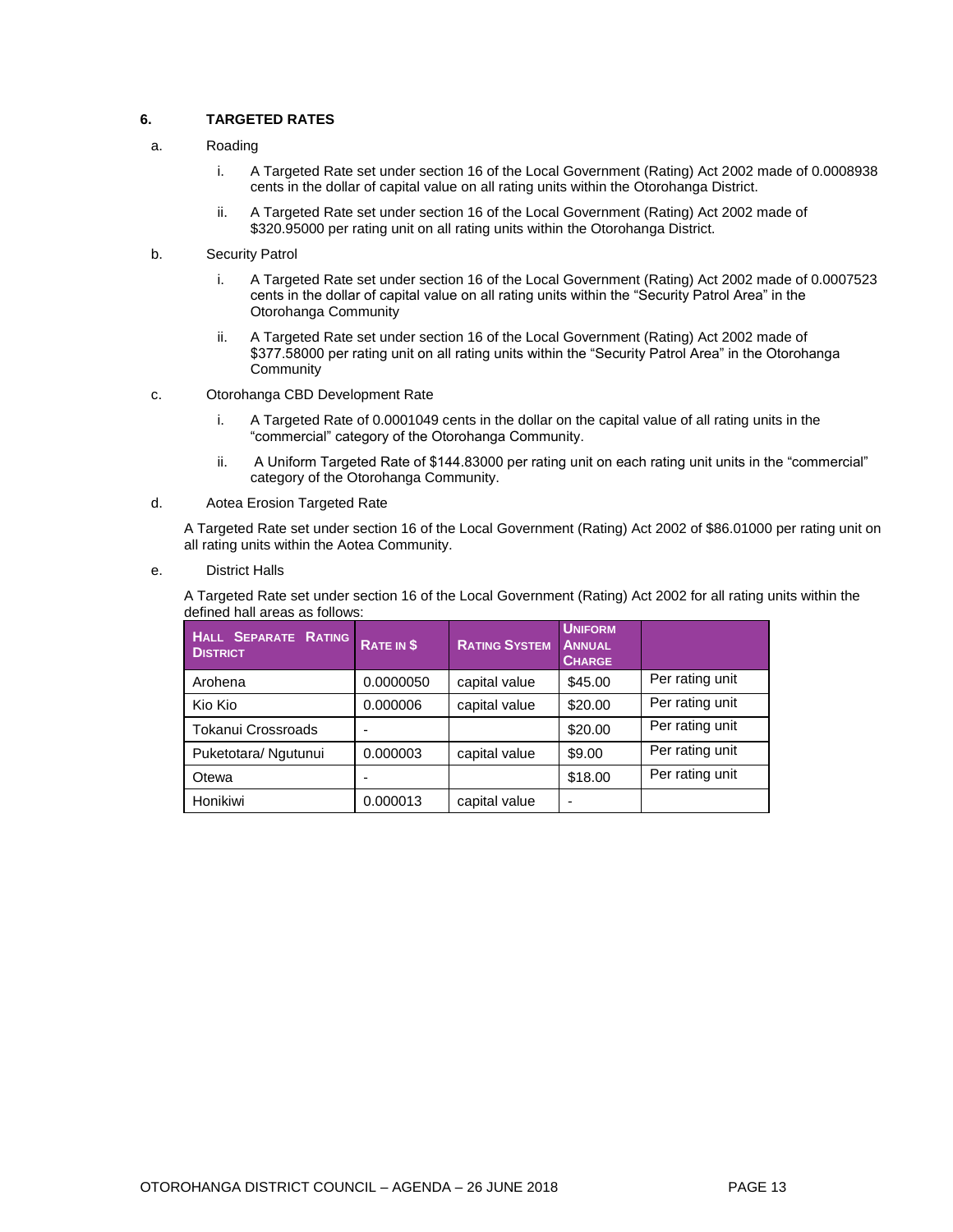## 6. TARGETED RATES

a. Roading

i. A Targeted Rate set under section 16 of the Local Government (Rating) Act 2002 made of 0.0008938 cents in the dollar of capital value on all rating units within the Otorohanga District.

ii. A Targeted Rate set under section 16 of the Local Government (Rating) Act 2002 made of $320.95000 per rating unit on all rating units within the Otorohanga District.

b. Security Patrol

i. A Targeted Rate set under section 16 of the Local Government (Rating) Act 2002 made of 0.0007523 cents in the dollar of capital value on all rating units within the "Security Patrol Area" in the Otorohanga Community

ii. A Targeted Rate set under section 16 of the Local Government (Rating) Act 2002 made of $377.58000 per rating unit on all rating units within the "Security Patrol Area" in the Otorohanga Community

c. Otorohanga CBD Development Rate

i. A Targeted Rate of 0.0001049 cents in the dollar on the capital value of all rating units in the "commercial" category of the Otorohanga Community.

ii. A Uniform Targeted Rate of $144.83000 per rating unit on each rating unit units in the "commercial" category of the Otorohanga Community.

d. Aotea Erosion Targeted Rate

A Targeted Rate set under section 16 of the Local Government (Rating) Act 2002 of $86.01000 per rating unit on all rating units within the Aotea Community.

e. District Halls

A Targeted Rate set under section 16 of the Local Government (Rating) Act 2002 for all rating units within the defined hall areas as follows:

| Hall Separate Rating District | Rate in $ | Rating System | Uniform Annual Charge | |
|---|---|---|---|---|
| Arohena | 0.0000050 | capital value | $45.00 | Per rating unit |
| Kio Kio | 0.000006 | capital value | $20.00 | Per rating unit |
| Tokanui Crossroads | - | | $20.00 | Per rating unit |
| Puketotara/ Ngutunui | 0.000003 | capital value | $9.00 | Per rating unit |
| Otewa | - | | $18.00 | Per rating unit |
| Honikiwi | 0.000013 | capital value | - | |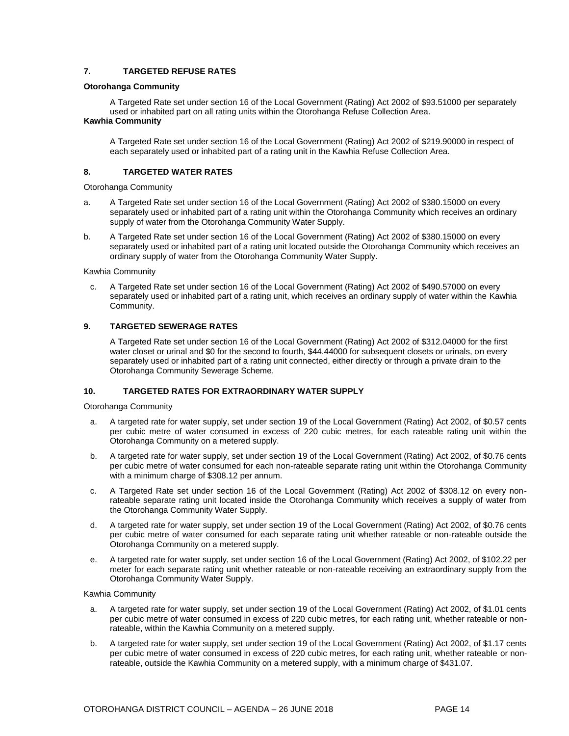## 7. TARGETED REFUSE RATES

**Otorohanga Community**

A Targeted Rate set under section 16 of the Local Government (Rating) Act 2002 of $93.51000 per separately used or inhabited part on all rating units within the Otorohanga Refuse Collection Area.

**Kawhia Community**

A Targeted Rate set under section 16 of the Local Government (Rating) Act 2002 of $219.90000 in respect of each separately used or inhabited part of a rating unit in the Kawhia Refuse Collection Area.

## 8. TARGETED WATER RATES

Otorohanga Community

a. A Targeted Rate set under section 16 of the Local Government (Rating) Act 2002 of $380.15000 on every separately used or inhabited part of a rating unit within the Otorohanga Community which receives an ordinary supply of water from the Otorohanga Community Water Supply.

b. A Targeted Rate set under section 16 of the Local Government (Rating) Act 2002 of $380.15000 on every separately used or inhabited part of a rating unit located outside the Otorohanga Community which receives an ordinary supply of water from the Otorohanga Community Water Supply.

Kawhia Community

c. A Targeted Rate set under section 16 of the Local Government (Rating) Act 2002 of $490.57000 on every separately used or inhabited part of a rating unit, which receives an ordinary supply of water within the Kawhia Community.

## 9. TARGETED SEWERAGE RATES

A Targeted Rate set under section 16 of the Local Government (Rating) Act 2002 of $312.04000 for the first water closet or urinal and $0 for the second to fourth, $44.44000 for subsequent closets or urinals, on every separately used or inhabited part of a rating unit connected, either directly or through a private drain to the Otorohanga Community Sewerage Scheme.

## 10. TARGETED RATES FOR EXTRAORDINARY WATER SUPPLY

Otorohanga Community

a. A targeted rate for water supply, set under section 19 of the Local Government (Rating) Act 2002, of $0.57 cents per cubic metre of water consumed in excess of 220 cubic metres, for each rateable rating unit within the Otorohanga Community on a metered supply.

b. A targeted rate for water supply, set under section 19 of the Local Government (Rating) Act 2002, of $0.76 cents per cubic metre of water consumed for each non-rateable separate rating unit within the Otorohanga Community with a minimum charge of $308.12 per annum.

c. A Targeted Rate set under section 16 of the Local Government (Rating) Act 2002 of $308.12 on every non-rateable separate rating unit located inside the Otorohanga Community which receives a supply of water from the Otorohanga Community Water Supply.

d. A targeted rate for water supply, set under section 19 of the Local Government (Rating) Act 2002, of $0.76 cents per cubic metre of water consumed for each separate rating unit whether rateable or non-rateable outside the Otorohanga Community on a metered supply.

e. A targeted rate for water supply, set under section 16 of the Local Government (Rating) Act 2002, of $102.22 per meter for each separate rating unit whether rateable or non-rateable receiving an extraordinary supply from the Otorohanga Community Water Supply.

Kawhia Community

a. A targeted rate for water supply, set under section 19 of the Local Government (Rating) Act 2002, of $1.01 cents per cubic metre of water consumed in excess of 220 cubic metres, for each rating unit, whether rateable or non-rateable, within the Kawhia Community on a metered supply.

b. A targeted rate for water supply, set under section 19 of the Local Government (Rating) Act 2002, of $1.17 cents per cubic metre of water consumed in excess of 220 cubic metres, for each rating unit, whether rateable or non-rateable, outside the Kawhia Community on a metered supply, with a minimum charge of $431.07.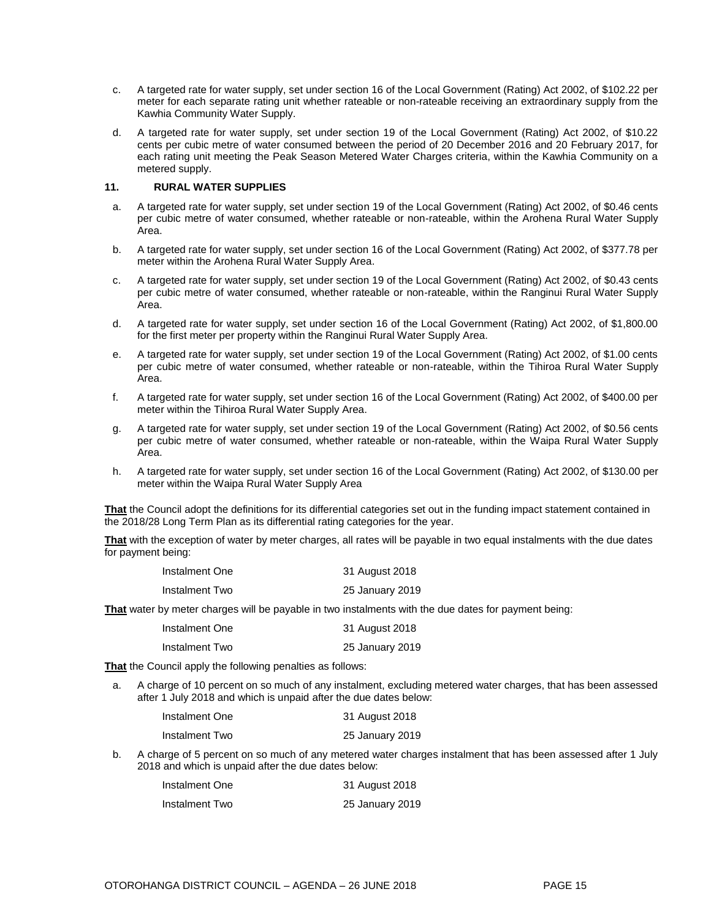c. A targeted rate for water supply, set under section 16 of the Local Government (Rating) Act 2002, of $102.22 per meter for each separate rating unit whether rateable or non-rateable receiving an extraordinary supply from the Kawhia Community Water Supply.

d. A targeted rate for water supply, set under section 19 of the Local Government (Rating) Act 2002, of $10.22 cents per cubic metre of water consumed between the period of 20 December 2016 and 20 February 2017, for each rating unit meeting the Peak Season Metered Water Charges criteria, within the Kawhia Community on a metered supply.

### 11. RURAL WATER SUPPLIES

a. A targeted rate for water supply, set under section 19 of the Local Government (Rating) Act 2002, of $0.46 cents per cubic metre of water consumed, whether rateable or non-rateable, within the Arohena Rural Water Supply Area.

b. A targeted rate for water supply, set under section 16 of the Local Government (Rating) Act 2002, of $377.78 per meter within the Arohena Rural Water Supply Area.

c. A targeted rate for water supply, set under section 19 of the Local Government (Rating) Act 2002, of $0.43 cents per cubic metre of water consumed, whether rateable or non-rateable, within the Ranginui Rural Water Supply Area.

d. A targeted rate for water supply, set under section 16 of the Local Government (Rating) Act 2002, of $1,800.00 for the first meter per property within the Ranginui Rural Water Supply Area.

e. A targeted rate for water supply, set under section 19 of the Local Government (Rating) Act 2002, of $1.00 cents per cubic metre of water consumed, whether rateable or non-rateable, within the Tihiroa Rural Water Supply Area.

f. A targeted rate for water supply, set under section 16 of the Local Government (Rating) Act 2002, of $400.00 per meter within the Tihiroa Rural Water Supply Area.

g. A targeted rate for water supply, set under section 19 of the Local Government (Rating) Act 2002, of $0.56 cents per cubic metre of water consumed, whether rateable or non-rateable, within the Waipa Rural Water Supply Area.

h. A targeted rate for water supply, set under section 16 of the Local Government (Rating) Act 2002, of $130.00 per meter within the Waipa Rural Water Supply Area

**That** the Council adopt the definitions for its differential categories set out in the funding impact statement contained in the 2018/28 Long Term Plan as its differential rating categories for the year.

**That** with the exception of water by meter charges, all rates will be payable in two equal instalments with the due dates for payment being:

| | |
|---|---|
| Instalment One | 31 August 2018 |
| Instalment Two | 25 January 2019 |

**That** water by meter charges will be payable in two instalments with the due dates for payment being:

| | |
|---|---|
| Instalment One | 31 August 2018 |
| Instalment Two | 25 January 2019 |

**That** the Council apply the following penalties as follows:

a. A charge of 10 percent on so much of any instalment, excluding metered water charges, that has been assessed after 1 July 2018 and which is unpaid after the due dates below:

| | |
|---|---|
| Instalment One | 31 August 2018 |
| Instalment Two | 25 January 2019 |

b. A charge of 5 percent on so much of any metered water charges instalment that has been assessed after 1 July 2018 and which is unpaid after the due dates below:

| | |
|---|---|
| Instalment One | 31 August 2018 |
| Instalment Two | 25 January 2019 |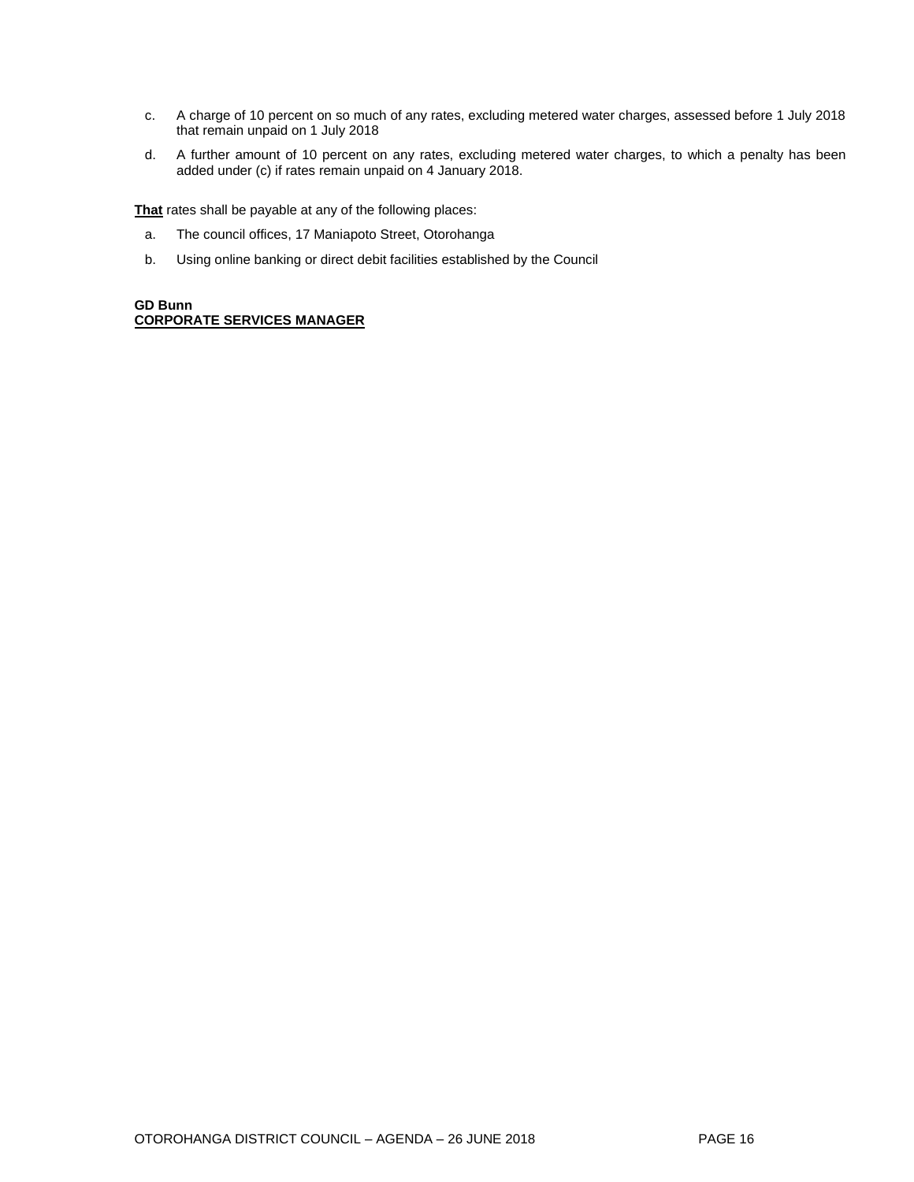c. A charge of 10 percent on so much of any rates, excluding metered water charges, assessed before 1 July 2018 that remain unpaid on 1 July 2018

d. A further amount of 10 percent on any rates, excluding metered water charges, to which a penalty has been added under (c) if rates remain unpaid on 4 January 2018.

**That** rates shall be payable at any of the following places:

a. The council offices, 17 Maniapoto Street, Otorohanga

b. Using online banking or direct debit facilities established by the Council

**GD Bunn**
**CORPORATE SERVICES MANAGER**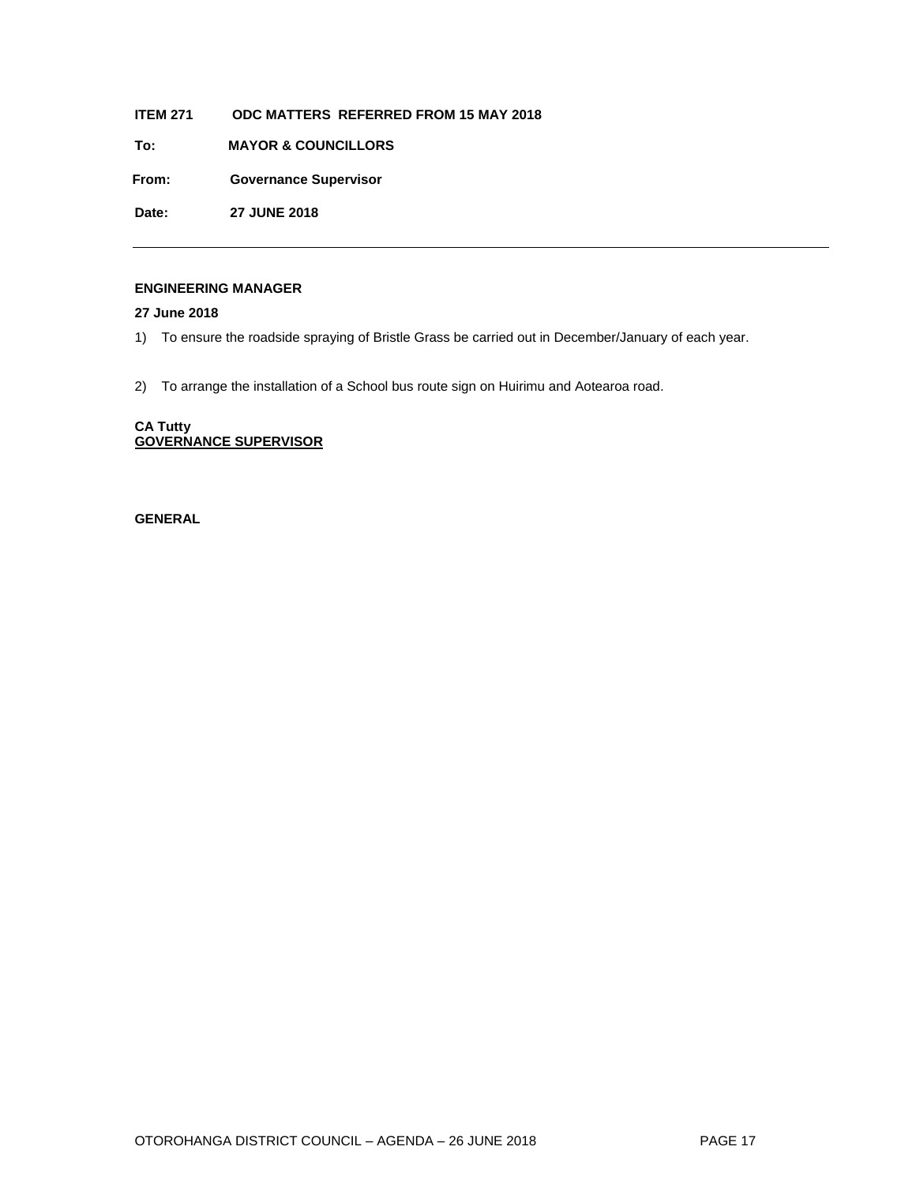**ITEM 271 ODC MATTERS REFERRED FROM 15 MAY 2018**

**To:** **MAYOR & COUNCILLORS**

**From:** **Governance Supervisor**

**Date:** **27 JUNE 2018**

---

**ENGINEERING MANAGER**

**27 June 2018**

1) To ensure the roadside spraying of Bristle Grass be carried out in December/January of each year.

2) To arrange the installation of a School bus route sign on Huirimu and Aotearoa road.

**CA Tutty**
**GOVERNANCE SUPERVISOR**

**GENERAL**